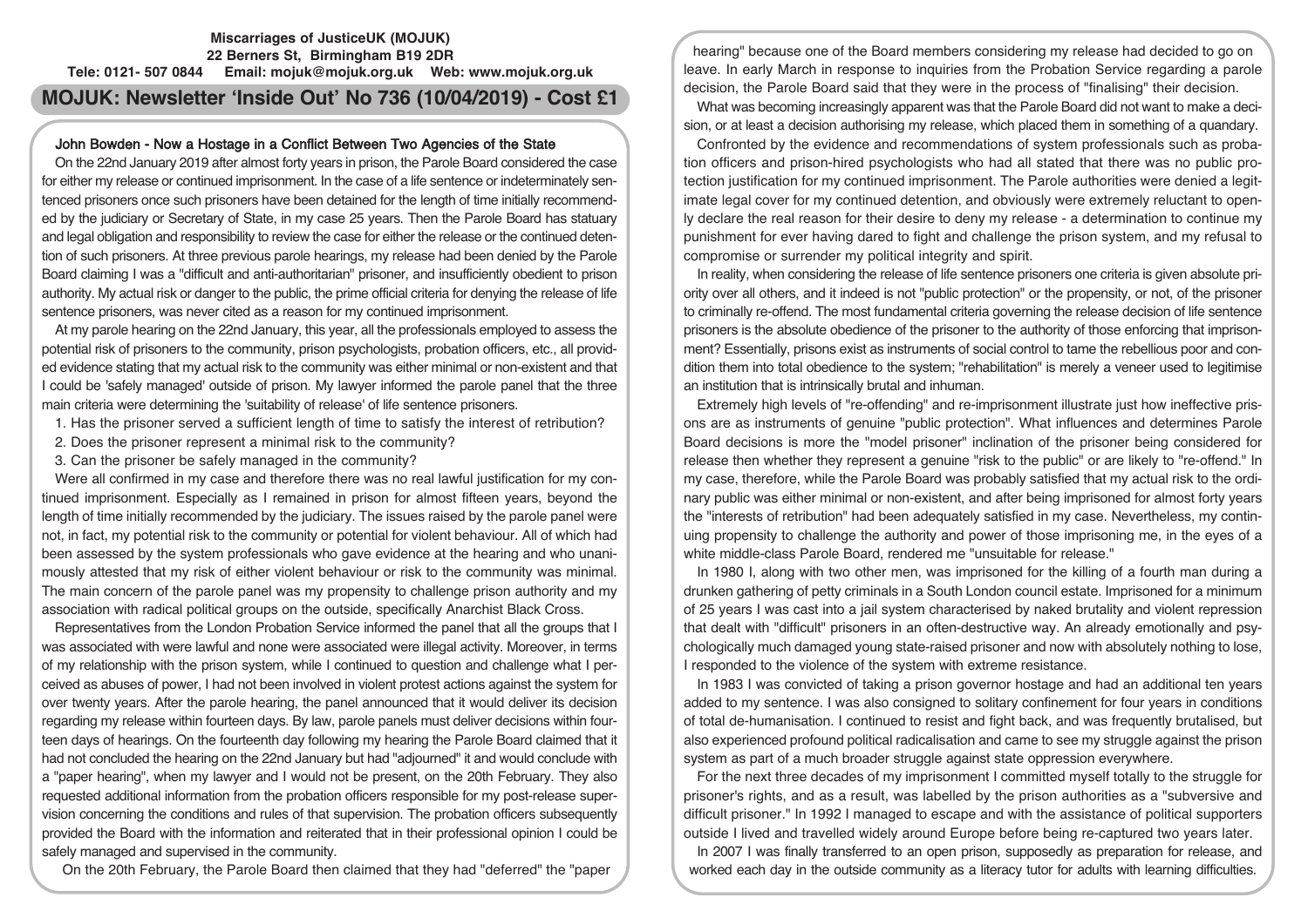**Miscarriages of JusticeUK (MOJUK)**
**22 Berners St, Birmingham B19 2DR**
**Tele: 0121- 507 0844 Email: mojuk@mojuk.org.uk Web: www.mojuk.org.uk**

# MOJUK: Newsletter 'Inside Out' No 736 (10/04/2019) - Cost £1

## John Bowden - Now a Hostage in a Conflict Between Two Agencies of the State

On the 22nd January 2019 after almost forty years in prison, the Parole Board considered the case for either my release or continued imprisonment. In the case of a life sentence or indeterminately sentenced prisoners once such prisoners have been detained for the length of time initially recommended by the judiciary or Secretary of State, in my case 25 years. Then the Parole Board has statuary and legal obligation and responsibility to review the case for either the release or the continued detention of such prisoners. At three previous parole hearings, my release had been denied by the Parole Board claiming I was a "difficult and anti-authoritarian" prisoner, and insufficiently obedient to prison authority. My actual risk or danger to the public, the prime official criteria for denying the release of life sentence prisoners, was never cited as a reason for my continued imprisonment.

At my parole hearing on the 22nd January, this year, all the professionals employed to assess the potential risk of prisoners to the community, prison psychologists, probation officers, etc., all provided evidence stating that my actual risk to the community was either minimal or non-existent and that I could be 'safely managed' outside of prison. My lawyer informed the parole panel that the three main criteria were determining the 'suitability of release' of life sentence prisoners.

1. Has the prisoner served a sufficient length of time to satisfy the interest of retribution?
2. Does the prisoner represent a minimal risk to the community?
3. Can the prisoner be safely managed in the community?

Were all confirmed in my case and therefore there was no real lawful justification for my continued imprisonment. Especially as I remained in prison for almost fifteen years, beyond the length of time initially recommended by the judiciary. The issues raised by the parole panel were not, in fact, my potential risk to the community or potential for violent behaviour. All of which had been assessed by the system professionals who gave evidence at the hearing and who unanimously attested that my risk of either violent behaviour or risk to the community was minimal. The main concern of the parole panel was my propensity to challenge prison authority and my association with radical political groups on the outside, specifically Anarchist Black Cross.

Representatives from the London Probation Service informed the panel that all the groups that I was associated with were lawful and none were associated were illegal activity. Moreover, in terms of my relationship with the prison system, while I continued to question and challenge what I perceived as abuses of power, I had not been involved in violent protest actions against the system for over twenty years. After the parole hearing, the panel announced that it would deliver its decision regarding my release within fourteen days. By law, parole panels must deliver decisions within fourteen days of hearings. On the fourteenth day following my hearing the Parole Board claimed that it had not concluded the hearing on the 22nd January but had "adjourned" it and would conclude with a "paper hearing", when my lawyer and I would not be present, on the 20th February. They also requested additional information from the probation officers responsible for my post-release supervision concerning the conditions and rules of that supervision. The probation officers subsequently provided the Board with the information and reiterated that in their professional opinion I could be safely managed and supervised in the community.

On the 20th February, the Parole Board then claimed that they had "deferred" the "paper hearing" because one of the Board members considering my release had decided to go on leave. In early March in response to inquiries from the Probation Service regarding a parole decision, the Parole Board said that they were in the process of "finalising" their decision.

What was becoming increasingly apparent was that the Parole Board did not want to make a decision, or at least a decision authorising my release, which placed them in something of a quandary.

Confronted by the evidence and recommendations of system professionals such as probation officers and prison-hired psychologists who had all stated that there was no public protection justification for my continued imprisonment. The Parole authorities were denied a legitimate legal cover for my continued detention, and obviously were extremely reluctant to openly declare the real reason for their desire to deny my release - a determination to continue my punishment for ever having dared to fight and challenge the prison system, and my refusal to compromise or surrender my political integrity and spirit.

In reality, when considering the release of life sentence prisoners one criteria is given absolute priority over all others, and it indeed is not "public protection" or the propensity, or not, of the prisoner to criminally re-offend. The most fundamental criteria governing the release decision of life sentence prisoners is the absolute obedience of the prisoner to the authority of those enforcing that imprisonment? Essentially, prisons exist as instruments of social control to tame the rebellious poor and condition them into total obedience to the system; "rehabilitation" is merely a veneer used to legitimise an institution that is intrinsically brutal and inhuman.

Extremely high levels of "re-offending" and re-imprisonment illustrate just how ineffective prisons are as instruments of genuine "public protection". What influences and determines Parole Board decisions is more the "model prisoner" inclination of the prisoner being considered for release then whether they represent a genuine "risk to the public" or are likely to "re-offend." In my case, therefore, while the Parole Board was probably satisfied that my actual risk to the ordinary public was either minimal or non-existent, and after being imprisoned for almost forty years the "interests of retribution" had been adequately satisfied in my case. Nevertheless, my continuing propensity to challenge the authority and power of those imprisoning me, in the eyes of a white middle-class Parole Board, rendered me "unsuitable for release."

In 1980 I, along with two other men, was imprisoned for the killing of a fourth man during a drunken gathering of petty criminals in a South London council estate. Imprisoned for a minimum of 25 years I was cast into a jail system characterised by naked brutality and violent repression that dealt with "difficult" prisoners in an often-destructive way. An already emotionally and psychologically much damaged young state-raised prisoner and now with absolutely nothing to lose, I responded to the violence of the system with extreme resistance.

In 1983 I was convicted of taking a prison governor hostage and had an additional ten years added to my sentence. I was also consigned to solitary confinement for four years in conditions of total de-humanisation. I continued to resist and fight back, and was frequently brutalised, but also experienced profound political radicalisation and came to see my struggle against the prison system as part of a much broader struggle against state oppression everywhere.

For the next three decades of my imprisonment I committed myself totally to the struggle for prisoner's rights, and as a result, was labelled by the prison authorities as a "subversive and difficult prisoner." In 1992 I managed to escape and with the assistance of political supporters outside I lived and travelled widely around Europe before being re-captured two years later.

In 2007 I was finally transferred to an open prison, supposedly as preparation for release, and worked each day in the outside community as a literacy tutor for adults with learning difficulties.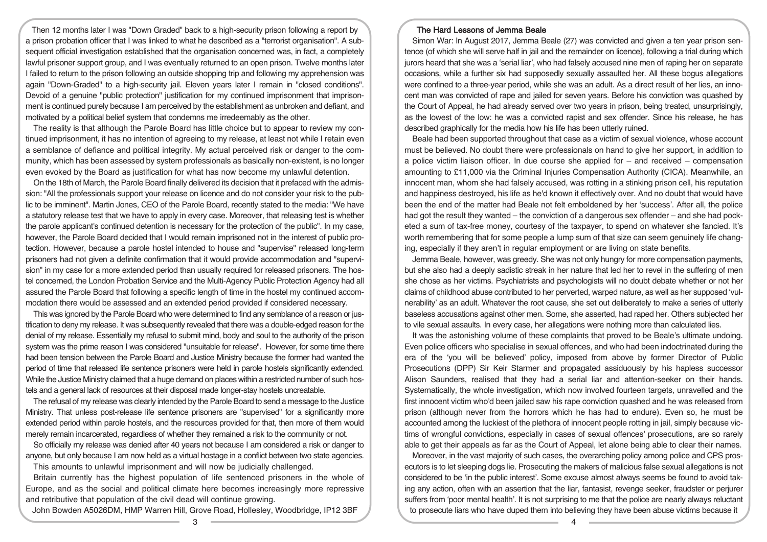Then 12 months later I was "Down Graded" back to a high-security prison following a report by a prison probation officer that I was linked to what he described as a "terrorist organisation". A subsequent official investigation established that the organisation concerned was, in fact, a completely lawful prisoner support group, and I was eventually returned to an open prison. Twelve months later I failed to return to the prison following an outside shopping trip and following my apprehension was again "Down-Graded" to a high-security jail. Eleven years later I remain in "closed conditions". Devoid of a genuine "public protection" justification for my continued imprisonment that imprisonment is continued purely because I am perceived by the establishment as unbroken and defiant, and motivated by a political belief system that condemns me irredeemably as the other.

The reality is that although the Parole Board has little choice but to appear to review my continued imprisonment, it has no intention of agreeing to my release, at least not while I retain even a semblance of defiance and political integrity. My actual perceived risk or danger to the community, which has been assessed by system professionals as basically non-existent, is no longer even evoked by the Board as justification for what has now become my unlawful detention.

On the 18th of March, the Parole Board finally delivered its decision that it prefaced with the admission: "All the professionals support your release on licence and do not consider your risk to the public to be imminent". Martin Jones, CEO of the Parole Board, recently stated to the media: "We have a statutory release test that we have to apply in every case. Moreover, that releasing test is whether the parole applicant's continued detention is necessary for the protection of the public". In my case, however, the Parole Board decided that I would remain imprisoned not in the interest of public protection. However, because a parole hostel intended to house and "supervise" released long-term prisoners had not given a definite confirmation that it would provide accommodation and "supervision" in my case for a more extended period than usually required for released prisoners. The hostel concerned, the London Probation Service and the Multi-Agency Public Protection Agency had all assured the Parole Board that following a specific length of time in the hostel my continued accommodation there would be assessed and an extended period provided if considered necessary.

This was ignored by the Parole Board who were determined to find any semblance of a reason or justification to deny my release. It was subsequently revealed that there was a double-edged reason for the denial of my release. Essentially my refusal to submit mind, body and soul to the authority of the prison system was the prime reason I was considered "unsuitable for release". However, for some time there had been tension between the Parole Board and Justice Ministry because the former had wanted the period of time that released life sentence prisoners were held in parole hostels significantly extended. While the Justice Ministry claimed that a huge demand on places within a restricted number of such hostels and a general lack of resources at their disposal made longer-stay hostels uncreatable.

The refusal of my release was clearly intended by the Parole Board to send a message to the Justice Ministry. That unless post-release life sentence prisoners are "supervised" for a significantly more extended period within parole hostels, and the resources provided for that, then more of them would merely remain incarcerated, regardless of whether they remained a risk to the community or not.

So officially my release was denied after 40 years not because I am considered a risk or danger to anyone, but only because I am now held as a virtual hostage in a conflict between two state agencies.

This amounts to unlawful imprisonment and will now be judicially challenged.

Britain currently has the highest population of life sentenced prisoners in the whole of Europe, and as the social and political climate here becomes increasingly more repressive and retributive that population of the civil dead will continue growing.

John Bowden A5026DM, HMP Warren Hill, Grove Road, Hollesley, Woodbridge, IP12 3BF

## The Hard Lessons of Jemma Beale

Simon War: In August 2017, Jemma Beale (27) was convicted and given a ten year prison sentence (of which she will serve half in jail and the remainder on licence), following a trial during which jurors heard that she was a 'serial liar', who had falsely accused nine men of raping her on separate occasions, while a further six had supposedly sexually assaulted her. All these bogus allegations were confined to a three-year period, while she was an adult. As a direct result of her lies, an innocent man was convicted of rape and jailed for seven years. Before his conviction was quashed by the Court of Appeal, he had already served over two years in prison, being treated, unsurprisingly, as the lowest of the low: he was a convicted rapist and sex offender. Since his release, he has described graphically for the media how his life has been utterly ruined.

Beale had been supported throughout that case as a victim of sexual violence, whose account must be believed. No doubt there were professionals on hand to give her support, in addition to a police victim liaison officer. In due course she applied for – and received – compensation amounting to £11,000 via the Criminal Injuries Compensation Authority (CICA). Meanwhile, an innocent man, whom she had falsely accused, was rotting in a stinking prison cell, his reputation and happiness destroyed, his life as he'd known it effectively over. And no doubt that would have been the end of the matter had Beale not felt emboldened by her 'success'. After all, the police had got the result they wanted – the conviction of a dangerous sex offender – and she had pocketed a sum of tax-free money, courtesy of the taxpayer, to spend on whatever she fancied. It's worth remembering that for some people a lump sum of that size can seem genuinely life changing, especially if they aren't in regular employment or are living on state benefits.

Jemma Beale, however, was greedy. She was not only hungry for more compensation payments, but she also had a deeply sadistic streak in her nature that led her to revel in the suffering of men she chose as her victims. Psychiatrists and psychologists will no doubt debate whether or not her claims of childhood abuse contributed to her perverted, warped nature, as well as her supposed 'vulnerability' as an adult. Whatever the root cause, she set out deliberately to make a series of utterly baseless accusations against other men. Some, she asserted, had raped her. Others subjected her to vile sexual assaults. In every case, her allegations were nothing more than calculated lies.

It was the astonishing volume of these complaints that proved to be Beale's ultimate undoing. Even police officers who specialise in sexual offences, and who had been indoctrinated during the era of the 'you will be believed' policy, imposed from above by former Director of Public Prosecutions (DPP) Sir Keir Starmer and propagated assiduously by his hapless successor Alison Saunders, realised that they had a serial liar and attention-seeker on their hands. Systematically, the whole investigation, which now involved fourteen targets, unravelled and the first innocent victim who'd been jailed saw his rape conviction quashed and he was released from prison (although never from the horrors which he has had to endure). Even so, he must be accounted among the luckiest of the plethora of innocent people rotting in jail, simply because victims of wrongful convictions, especially in cases of sexual offences' prosecutions, are so rarely able to get their appeals as far as the Court of Appeal, let alone being able to clear their names.

Moreover, in the vast majority of such cases, the overarching policy among police and CPS prosecutors is to let sleeping dogs lie. Prosecuting the makers of malicious false sexual allegations is not considered to be 'in the public interest'. Some excuse almost always seems be found to avoid taking any action, often with an assertion that the liar, fantasist, revenge seeker, fraudster or perjurer suffers from 'poor mental health'. It is not surprising to me that the police are nearly always reluctant to prosecute liars who have duped them into believing they have been abuse victims because it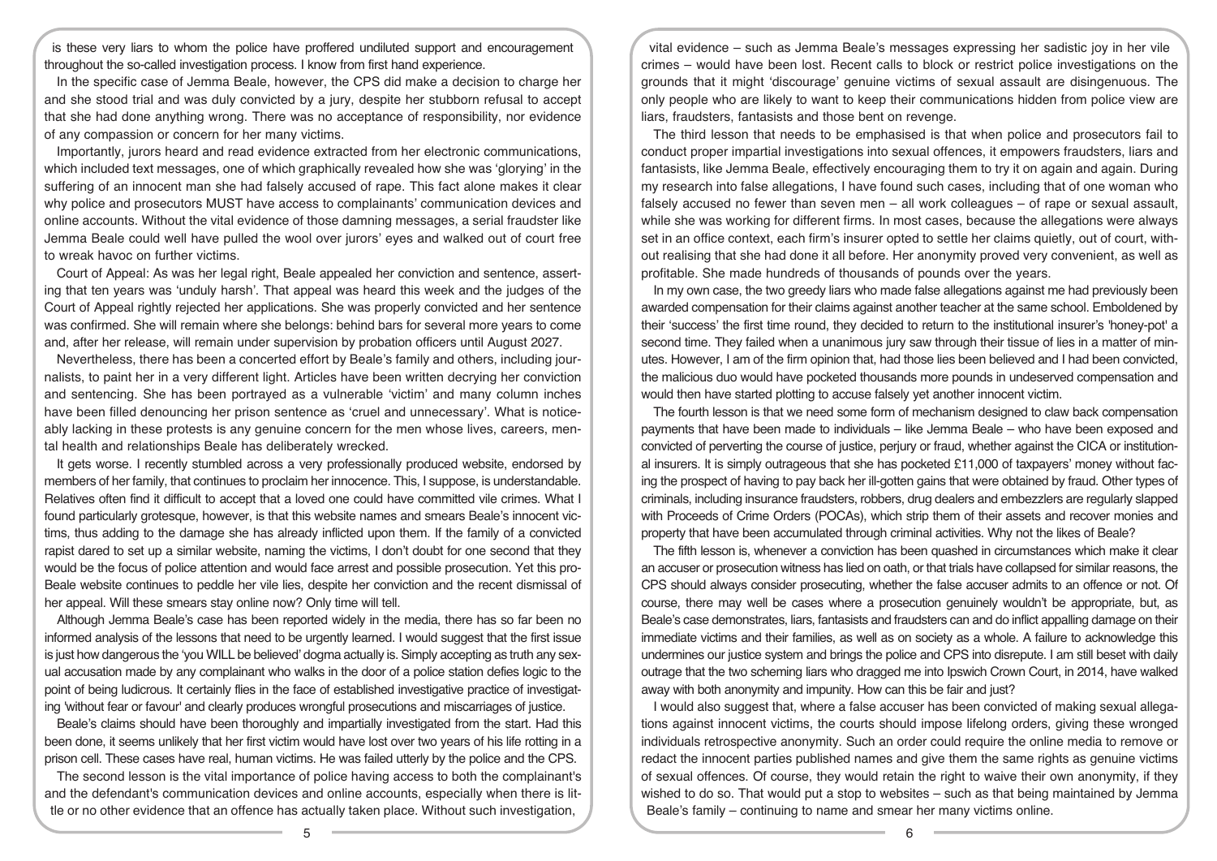is these very liars to whom the police have proffered undiluted support and encouragement throughout the so-called investigation process. I know from first hand experience.

In the specific case of Jemma Beale, however, the CPS did make a decision to charge her and she stood trial and was duly convicted by a jury, despite her stubborn refusal to accept that she had done anything wrong. There was no acceptance of responsibility, nor evidence of any compassion or concern for her many victims.

Importantly, jurors heard and read evidence extracted from her electronic communications, which included text messages, one of which graphically revealed how she was 'glorying' in the suffering of an innocent man she had falsely accused of rape. This fact alone makes it clear why police and prosecutors MUST have access to complainants' communication devices and online accounts. Without the vital evidence of those damning messages, a serial fraudster like Jemma Beale could well have pulled the wool over jurors' eyes and walked out of court free to wreak havoc on further victims.

Court of Appeal: As was her legal right, Beale appealed her conviction and sentence, asserting that ten years was 'unduly harsh'. That appeal was heard this week and the judges of the Court of Appeal rightly rejected her applications. She was properly convicted and her sentence was confirmed. She will remain where she belongs: behind bars for several more years to come and, after her release, will remain under supervision by probation officers until August 2027.

Nevertheless, there has been a concerted effort by Beale's family and others, including journalists, to paint her in a very different light. Articles have been written decrying her conviction and sentencing. She has been portrayed as a vulnerable 'victim' and many column inches have been filled denouncing her prison sentence as 'cruel and unnecessary'. What is noticeably lacking in these protests is any genuine concern for the men whose lives, careers, mental health and relationships Beale has deliberately wrecked.

It gets worse. I recently stumbled across a very professionally produced website, endorsed by members of her family, that continues to proclaim her innocence. This, I suppose, is understandable. Relatives often find it difficult to accept that a loved one could have committed vile crimes. What I found particularly grotesque, however, is that this website names and smears Beale's innocent victims, thus adding to the damage she has already inflicted upon them. If the family of a convicted rapist dared to set up a similar website, naming the victims, I don't doubt for one second that they would be the focus of police attention and would face arrest and possible prosecution. Yet this pro-Beale website continues to peddle her vile lies, despite her conviction and the recent dismissal of her appeal. Will these smears stay online now? Only time will tell.

Although Jemma Beale's case has been reported widely in the media, there has so far been no informed analysis of the lessons that need to be urgently learned. I would suggest that the first issue is just how dangerous the 'you WILL be believed' dogma actually is. Simply accepting as truth any sexual accusation made by any complainant who walks in the door of a police station defies logic to the point of being ludicrous. It certainly flies in the face of established investigative practice of investigating 'without fear or favour' and clearly produces wrongful prosecutions and miscarriages of justice.

Beale's claims should have been thoroughly and impartially investigated from the start. Had this been done, it seems unlikely that her first victim would have lost over two years of his life rotting in a prison cell. These cases have real, human victims. He was failed utterly by the police and the CPS.

The second lesson is the vital importance of police having access to both the complainant's and the defendant's communication devices and online accounts, especially when there is little or no other evidence that an offence has actually taken place. Without such investigation, vital evidence – such as Jemma Beale's messages expressing her sadistic joy in her vile crimes – would have been lost. Recent calls to block or restrict police investigations on the grounds that it might 'discourage' genuine victims of sexual assault are disingenuous. The only people who are likely to want to keep their communications hidden from police view are liars, fraudsters, fantasists and those bent on revenge.

The third lesson that needs to be emphasised is that when police and prosecutors fail to conduct proper impartial investigations into sexual offences, it empowers fraudsters, liars and fantasists, like Jemma Beale, effectively encouraging them to try it on again and again. During my research into false allegations, I have found such cases, including that of one woman who falsely accused no fewer than seven men – all work colleagues – of rape or sexual assault, while she was working for different firms. In most cases, because the allegations were always set in an office context, each firm's insurer opted to settle her claims quietly, out of court, without realising that she had done it all before. Her anonymity proved very convenient, as well as profitable. She made hundreds of thousands of pounds over the years.

In my own case, the two greedy liars who made false allegations against me had previously been awarded compensation for their claims against another teacher at the same school. Emboldened by their 'success' the first time round, they decided to return to the institutional insurer's 'honey-pot' a second time. They failed when a unanimous jury saw through their tissue of lies in a matter of minutes. However, I am of the firm opinion that, had those lies been believed and I had been convicted, the malicious duo would have pocketed thousands more pounds in undeserved compensation and would then have started plotting to accuse falsely yet another innocent victim.

The fourth lesson is that we need some form of mechanism designed to claw back compensation payments that have been made to individuals – like Jemma Beale – who have been exposed and convicted of perverting the course of justice, perjury or fraud, whether against the CICA or institutional insurers. It is simply outrageous that she has pocketed £11,000 of taxpayers' money without facing the prospect of having to pay back her ill-gotten gains that were obtained by fraud. Other types of criminals, including insurance fraudsters, robbers, drug dealers and embezzlers are regularly slapped with Proceeds of Crime Orders (POCAs), which strip them of their assets and recover monies and property that have been accumulated through criminal activities. Why not the likes of Beale?

The fifth lesson is, whenever a conviction has been quashed in circumstances which make it clear an accuser or prosecution witness has lied on oath, or that trials have collapsed for similar reasons, the CPS should always consider prosecuting, whether the false accuser admits to an offence or not. Of course, there may well be cases where a prosecution genuinely wouldn't be appropriate, but, as Beale's case demonstrates, liars, fantasists and fraudsters can and do inflict appalling damage on their immediate victims and their families, as well as on society as a whole. A failure to acknowledge this undermines our justice system and brings the police and CPS into disrepute. I am still beset with daily outrage that the two scheming liars who dragged me into Ipswich Crown Court, in 2014, have walked away with both anonymity and impunity. How can this be fair and just?

I would also suggest that, where a false accuser has been convicted of making sexual allegations against innocent victims, the courts should impose lifelong orders, giving these wronged individuals retrospective anonymity. Such an order could require the online media to remove or redact the innocent parties published names and give them the same rights as genuine victims of sexual offences. Of course, they would retain the right to waive their own anonymity, if they wished to do so. That would put a stop to websites – such as that being maintained by Jemma Beale's family – continuing to name and smear her many victims online.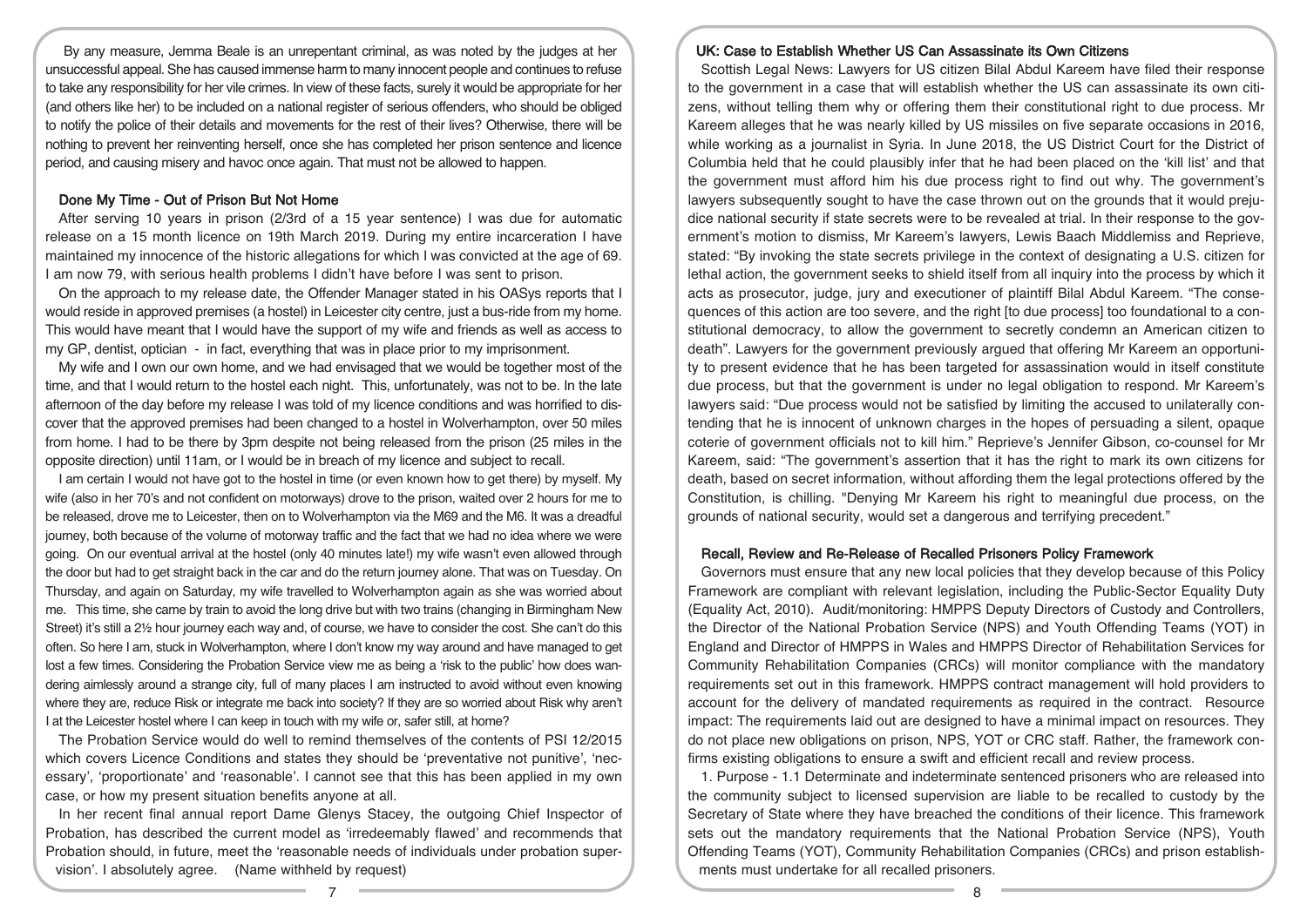By any measure, Jemma Beale is an unrepentant criminal, as was noted by the judges at her unsuccessful appeal. She has caused immense harm to many innocent people and continues to refuse to take any responsibility for her vile crimes. In view of these facts, surely it would be appropriate for her (and others like her) to be included on a national register of serious offenders, who should be obliged to notify the police of their details and movements for the rest of their lives? Otherwise, there will be nothing to prevent her reinventing herself, once she has completed her prison sentence and licence period, and causing misery and havoc once again. That must not be allowed to happen.

### Done My Time - Out of Prison But Not Home

After serving 10 years in prison (2/3rd of a 15 year sentence) I was due for automatic release on a 15 month licence on 19th March 2019. During my entire incarceration I have maintained my innocence of the historic allegations for which I was convicted at the age of 69. I am now 79, with serious health problems I didn't have before I was sent to prison.

On the approach to my release date, the Offender Manager stated in his OASys reports that I would reside in approved premises (a hostel) in Leicester city centre, just a bus-ride from my home. This would have meant that I would have the support of my wife and friends as well as access to my GP, dentist, optician - in fact, everything that was in place prior to my imprisonment.

My wife and I own our own home, and we had envisaged that we would be together most of the time, and that I would return to the hostel each night. This, unfortunately, was not to be. In the late afternoon of the day before my release I was told of my licence conditions and was horrified to discover that the approved premises had been changed to a hostel in Wolverhampton, over 50 miles from home. I had to be there by 3pm despite not being released from the prison (25 miles in the opposite direction) until 11am, or I would be in breach of my licence and subject to recall.

I am certain I would not have got to the hostel in time (or even known how to get there) by myself. My wife (also in her 70's and not confident on motorways) drove to the prison, waited over 2 hours for me to be released, drove me to Leicester, then on to Wolverhampton via the M69 and the M6. It was a dreadful journey, both because of the volume of motorway traffic and the fact that we had no idea where we were going. On our eventual arrival at the hostel (only 40 minutes late!) my wife wasn't even allowed through the door but had to get straight back in the car and do the return journey alone. That was on Tuesday. On Thursday, and again on Saturday, my wife travelled to Wolverhampton again as she was worried about me. This time, she came by train to avoid the long drive but with two trains (changing in Birmingham New Street) it's still a 2½ hour journey each way and, of course, we have to consider the cost. She can't do this often. So here I am, stuck in Wolverhampton, where I don't know my way around and have managed to get lost a few times. Considering the Probation Service view me as being a 'risk to the public' how does wandering aimlessly around a strange city, full of many places I am instructed to avoid without even knowing where they are, reduce Risk or integrate me back into society? If they are so worried about Risk why aren't I at the Leicester hostel where I can keep in touch with my wife or, safer still, at home?

The Probation Service would do well to remind themselves of the contents of PSI 12/2015 which covers Licence Conditions and states they should be 'preventative not punitive', 'necessary', 'proportionate' and 'reasonable'. I cannot see that this has been applied in my own case, or how my present situation benefits anyone at all.

In her recent final annual report Dame Glenys Stacey, the outgoing Chief Inspector of Probation, has described the current model as 'irredeemably flawed' and recommends that Probation should, in future, meet the 'reasonable needs of individuals under probation supervision'. I absolutely agree. (Name withheld by request)

### UK: Case to Establish Whether US Can Assassinate its Own Citizens

Scottish Legal News: Lawyers for US citizen Bilal Abdul Kareem have filed their response to the government in a case that will establish whether the US can assassinate its own citizens, without telling them why or offering them their constitutional right to due process. Mr Kareem alleges that he was nearly killed by US missiles on five separate occasions in 2016, while working as a journalist in Syria. In June 2018, the US District Court for the District of Columbia held that he could plausibly infer that he had been placed on the 'kill list' and that the government must afford him his due process right to find out why. The government's lawyers subsequently sought to have the case thrown out on the grounds that it would prejudice national security if state secrets were to be revealed at trial. In their response to the government's motion to dismiss, Mr Kareem's lawyers, Lewis Baach Middlemiss and Reprieve, stated: "By invoking the state secrets privilege in the context of designating a U.S. citizen for lethal action, the government seeks to shield itself from all inquiry into the process by which it acts as prosecutor, judge, jury and executioner of plaintiff Bilal Abdul Kareem. "The consequences of this action are too severe, and the right [to due process] too foundational to a constitutional democracy, to allow the government to secretly condemn an American citizen to death". Lawyers for the government previously argued that offering Mr Kareem an opportunity to present evidence that he has been targeted for assassination would in itself constitute due process, but that the government is under no legal obligation to respond. Mr Kareem's lawyers said: "Due process would not be satisfied by limiting the accused to unilaterally contending that he is innocent of unknown charges in the hopes of persuading a silent, opaque coterie of government officials not to kill him." Reprieve's Jennifer Gibson, co-counsel for Mr Kareem, said: "The government's assertion that it has the right to mark its own citizens for death, based on secret information, without affording them the legal protections offered by the Constitution, is chilling. "Denying Mr Kareem his right to meaningful due process, on the grounds of national security, would set a dangerous and terrifying precedent."

### Recall, Review and Re-Release of Recalled Prisoners Policy Framework

Governors must ensure that any new local policies that they develop because of this Policy Framework are compliant with relevant legislation, including the Public-Sector Equality Duty (Equality Act, 2010). Audit/monitoring: HMPPS Deputy Directors of Custody and Controllers, the Director of the National Probation Service (NPS) and Youth Offending Teams (YOT) in England and Director of HMPPS in Wales and HMPPS Director of Rehabilitation Services for Community Rehabilitation Companies (CRCs) will monitor compliance with the mandatory requirements set out in this framework. HMPPS contract management will hold providers to account for the delivery of mandated requirements as required in the contract. Resource impact: The requirements laid out are designed to have a minimal impact on resources. They do not place new obligations on prison, NPS, YOT or CRC staff. Rather, the framework confirms existing obligations to ensure a swift and efficient recall and review process.

1. Purpose - 1.1 Determinate and indeterminate sentenced prisoners who are released into the community subject to licensed supervision are liable to be recalled to custody by the Secretary of State where they have breached the conditions of their licence. This framework sets out the mandatory requirements that the National Probation Service (NPS), Youth Offending Teams (YOT), Community Rehabilitation Companies (CRCs) and prison establishments must undertake for all recalled prisoners.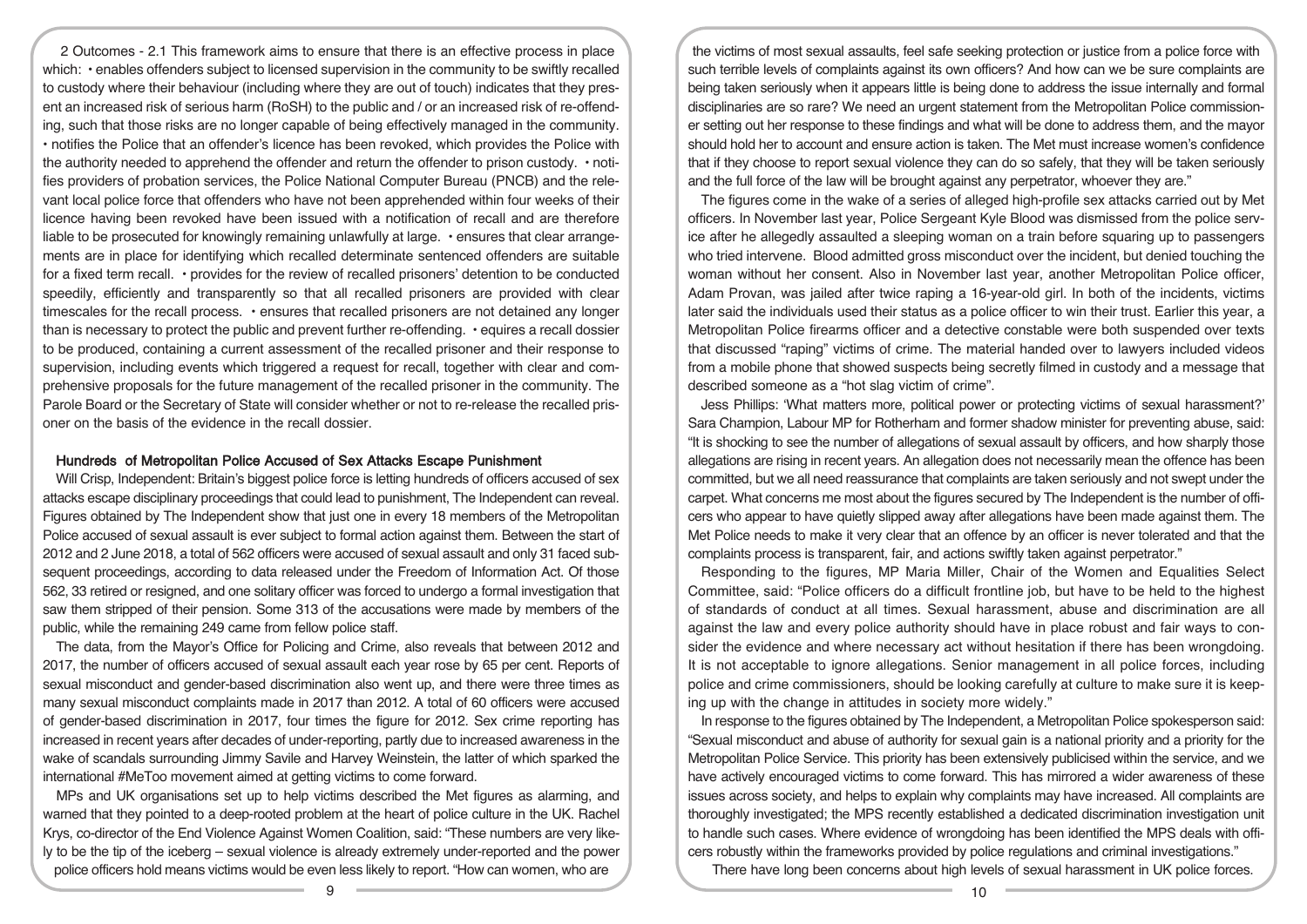2 Outcomes - 2.1 This framework aims to ensure that there is an effective process in place which: • enables offenders subject to licensed supervision in the community to be swiftly recalled to custody where their behaviour (including where they are out of touch) indicates that they present an increased risk of serious harm (RoSH) to the public and / or an increased risk of re-offending, such that those risks are no longer capable of being effectively managed in the community. • notifies the Police that an offender's licence has been revoked, which provides the Police with the authority needed to apprehend the offender and return the offender to prison custody. • notifies providers of probation services, the Police National Computer Bureau (PNCB) and the relevant local police force that offenders who have not been apprehended within four weeks of their licence having been revoked have been issued with a notification of recall and are therefore liable to be prosecuted for knowingly remaining unlawfully at large. • ensures that clear arrangements are in place for identifying which recalled determinate sentenced offenders are suitable for a fixed term recall. • provides for the review of recalled prisoners' detention to be conducted speedily, efficiently and transparently so that all recalled prisoners are provided with clear timescales for the recall process. • ensures that recalled prisoners are not detained any longer than is necessary to protect the public and prevent further re-offending. • equires a recall dossier to be produced, containing a current assessment of the recalled prisoner and their response to supervision, including events which triggered a request for recall, together with clear and comprehensive proposals for the future management of the recalled prisoner in the community. The Parole Board or the Secretary of State will consider whether or not to re-release the recalled prisoner on the basis of the evidence in the recall dossier.

## Hundreds of Metropolitan Police Accused of Sex Attacks Escape Punishment

Will Crisp, Independent: Britain's biggest police force is letting hundreds of officers accused of sex attacks escape disciplinary proceedings that could lead to punishment, The Independent can reveal. Figures obtained by The Independent show that just one in every 18 members of the Metropolitan Police accused of sexual assault is ever subject to formal action against them. Between the start of 2012 and 2 June 2018, a total of 562 officers were accused of sexual assault and only 31 faced subsequent proceedings, according to data released under the Freedom of Information Act. Of those 562, 33 retired or resigned, and one solitary officer was forced to undergo a formal investigation that saw them stripped of their pension. Some 313 of the accusations were made by members of the public, while the remaining 249 came from fellow police staff.

The data, from the Mayor's Office for Policing and Crime, also reveals that between 2012 and 2017, the number of officers accused of sexual assault each year rose by 65 per cent. Reports of sexual misconduct and gender-based discrimination also went up, and there were three times as many sexual misconduct complaints made in 2017 than 2012. A total of 60 officers were accused of gender-based discrimination in 2017, four times the figure for 2012. Sex crime reporting has increased in recent years after decades of under-reporting, partly due to increased awareness in the wake of scandals surrounding Jimmy Savile and Harvey Weinstein, the latter of which sparked the international #MeToo movement aimed at getting victims to come forward.

MPs and UK organisations set up to help victims described the Met figures as alarming, and warned that they pointed to a deep-rooted problem at the heart of police culture in the UK. Rachel Krys, co-director of the End Violence Against Women Coalition, said: "These numbers are very likely to be the tip of the iceberg – sexual violence is already extremely under-reported and the power police officers hold means victims would be even less likely to report. "How can women, who are the victims of most sexual assaults, feel safe seeking protection or justice from a police force with such terrible levels of complaints against its own officers? And how can we be sure complaints are being taken seriously when it appears little is being done to address the issue internally and formal disciplinaries are so rare? We need an urgent statement from the Metropolitan Police commissioner setting out her response to these findings and what will be done to address them, and the mayor should hold her to account and ensure action is taken. The Met must increase women's confidence that if they choose to report sexual violence they can do so safely, that they will be taken seriously and the full force of the law will be brought against any perpetrator, whoever they are."

The figures come in the wake of a series of alleged high-profile sex attacks carried out by Met officers. In November last year, Police Sergeant Kyle Blood was dismissed from the police service after he allegedly assaulted a sleeping woman on a train before squaring up to passengers who tried intervene. Blood admitted gross misconduct over the incident, but denied touching the woman without her consent. Also in November last year, another Metropolitan Police officer, Adam Provan, was jailed after twice raping a 16-year-old girl. In both of the incidents, victims later said the individuals used their status as a police officer to win their trust. Earlier this year, a Metropolitan Police firearms officer and a detective constable were both suspended over texts that discussed "raping" victims of crime. The material handed over to lawyers included videos from a mobile phone that showed suspects being secretly filmed in custody and a message that described someone as a "hot slag victim of crime".

Jess Phillips: 'What matters more, political power or protecting victims of sexual harassment?' Sara Champion, Labour MP for Rotherham and former shadow minister for preventing abuse, said: "It is shocking to see the number of allegations of sexual assault by officers, and how sharply those allegations are rising in recent years. An allegation does not necessarily mean the offence has been committed, but we all need reassurance that complaints are taken seriously and not swept under the carpet. What concerns me most about the figures secured by The Independent is the number of officers who appear to have quietly slipped away after allegations have been made against them. The Met Police needs to make it very clear that an offence by an officer is never tolerated and that the complaints process is transparent, fair, and actions swiftly taken against perpetrator."

Responding to the figures, MP Maria Miller, Chair of the Women and Equalities Select Committee, said: "Police officers do a difficult frontline job, but have to be held to the highest of standards of conduct at all times. Sexual harassment, abuse and discrimination are all against the law and every police authority should have in place robust and fair ways to consider the evidence and where necessary act without hesitation if there has been wrongdoing. It is not acceptable to ignore allegations. Senior management in all police forces, including police and crime commissioners, should be looking carefully at culture to make sure it is keeping up with the change in attitudes in society more widely."

In response to the figures obtained by The Independent, a Metropolitan Police spokesperson said: "Sexual misconduct and abuse of authority for sexual gain is a national priority and a priority for the Metropolitan Police Service. This priority has been extensively publicised within the service, and we have actively encouraged victims to come forward. This has mirrored a wider awareness of these issues across society, and helps to explain why complaints may have increased. All complaints are thoroughly investigated; the MPS recently established a dedicated discrimination investigation unit to handle such cases. Where evidence of wrongdoing has been identified the MPS deals with officers robustly within the frameworks provided by police regulations and criminal investigations."

There have long been concerns about high levels of sexual harassment in UK police forces.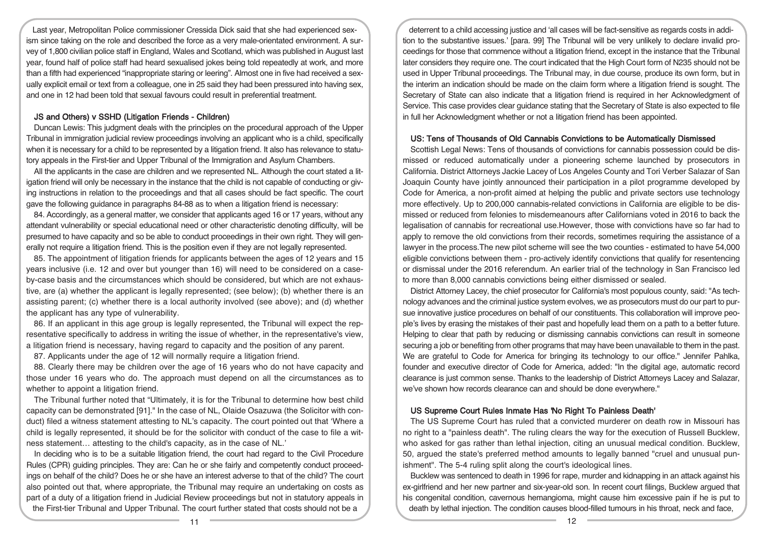Last year, Metropolitan Police commissioner Cressida Dick said that she had experienced sexism since taking on the role and described the force as a very male-orientated environment. A survey of 1,800 civilian police staff in England, Wales and Scotland, which was published in August last year, found half of police staff had heard sexualised jokes being told repeatedly at work, and more than a fifth had experienced "inappropriate staring or leering". Almost one in five had received a sexually explicit email or text from a colleague, one in 25 said they had been pressured into having sex, and one in 12 had been told that sexual favours could result in preferential treatment.

## JS and Others) v SSHD (Litigation Friends - Children)

Duncan Lewis: This judgment deals with the principles on the procedural approach of the Upper Tribunal in immigration judicial review proceedings involving an applicant who is a child, specifically when it is necessary for a child to be represented by a litigation friend. It also has relevance to statutory appeals in the First-tier and Upper Tribunal of the Immigration and Asylum Chambers.

All the applicants in the case are children and we represented NL. Although the court stated a litigation friend will only be necessary in the instance that the child is not capable of conducting or giving instructions in relation to the proceedings and that all cases should be fact specific. The court gave the following guidance in paragraphs 84-88 as to when a litigation friend is necessary:

84. Accordingly, as a general matter, we consider that applicants aged 16 or 17 years, without any attendant vulnerability or special educational need or other characteristic denoting difficulty, will be presumed to have capacity and so be able to conduct proceedings in their own right. They will generally not require a litigation friend. This is the position even if they are not legally represented.

85. The appointment of litigation friends for applicants between the ages of 12 years and 15 years inclusive (i.e. 12 and over but younger than 16) will need to be considered on a case-by-case basis and the circumstances which should be considered, but which are not exhaustive, are (a) whether the applicant is legally represented; (see below); (b) whether there is an assisting parent; (c) whether there is a local authority involved (see above); and (d) whether the applicant has any type of vulnerability.

86. If an applicant in this age group is legally represented, the Tribunal will expect the representative specifically to address in writing the issue of whether, in the representative's view, a litigation friend is necessary, having regard to capacity and the position of any parent.

87. Applicants under the age of 12 will normally require a litigation friend.

88. Clearly there may be children over the age of 16 years who do not have capacity and those under 16 years who do. The approach must depend on all the circumstances as to whether to appoint a litigation friend.

The Tribunal further noted that "Ultimately, it is for the Tribunal to determine how best child capacity can be demonstrated [91]." In the case of NL, Olaide Osazuwa (the Solicitor with conduct) filed a witness statement attesting to NL's capacity. The court pointed out that 'Where a child is legally represented, it should be for the solicitor with conduct of the case to file a witness statement… attesting to the child's capacity, as in the case of NL.'

In deciding who is to be a suitable litigation friend, the court had regard to the Civil Procedure Rules (CPR) guiding principles. They are: Can he or she fairly and competently conduct proceedings on behalf of the child? Does he or she have an interest adverse to that of the child? The court also pointed out that, where appropriate, the Tribunal may require an undertaking on costs as part of a duty of a litigation friend in Judicial Review proceedings but not in statutory appeals in the First-tier Tribunal and Upper Tribunal. The court further stated that costs should not be a deterrent to a child accessing justice and 'all cases will be fact-sensitive as regards costs in addition to the substantive issues.' [para. 99] The Tribunal will be very unlikely to declare invalid proceedings for those that commence without a litigation friend, except in the instance that the Tribunal later considers they require one. The court indicated that the High Court form of N235 should not be used in Upper Tribunal proceedings. The Tribunal may, in due course, produce its own form, but in the interim an indication should be made on the claim form where a litigation friend is sought. The Secretary of State can also indicate that a litigation friend is required in her Acknowledgment of Service. This case provides clear guidance stating that the Secretary of State is also expected to file in full her Acknowledgment whether or not a litigation friend has been appointed.

## US: Tens of Thousands of Old Cannabis Convictions to be Automatically Dismissed

Scottish Legal News: Tens of thousands of convictions for cannabis possession could be dismissed or reduced automatically under a pioneering scheme launched by prosecutors in California. District Attorneys Jackie Lacey of Los Angeles County and Tori Verber Salazar of San Joaquin County have jointly announced their participation in a pilot programme developed by Code for America, a non-profit aimed at helping the public and private sectors use technology more effectively. Up to 200,000 cannabis-related convictions in California are eligible to be dismissed or reduced from felonies to misdemeanours after Californians voted in 2016 to back the legalisation of cannabis for recreational use.However, those with convictions have so far had to apply to remove the old convictions from their records, sometimes requiring the assistance of a lawyer in the process.The new pilot scheme will see the two counties - estimated to have 54,000 eligible convictions between them - pro-actively identify convictions that qualify for resentencing or dismissal under the 2016 referendum. An earlier trial of the technology in San Francisco led to more than 8,000 cannabis convictions being either dismissed or sealed.

District Attorney Lacey, the chief prosecutor for California's most populous county, said: "As technology advances and the criminal justice system evolves, we as prosecutors must do our part to pursue innovative justice procedures on behalf of our constituents. This collaboration will improve people's lives by erasing the mistakes of their past and hopefully lead them on a path to a better future. Helping to clear that path by reducing or dismissing cannabis convictions can result in someone securing a job or benefiting from other programs that may have been unavailable to them in the past. We are grateful to Code for America for bringing its technology to our office." Jennifer Pahlka, founder and executive director of Code for America, added: "In the digital age, automatic record clearance is just common sense. Thanks to the leadership of District Attorneys Lacey and Salazar, we've shown how records clearance can and should be done everywhere."

## US Supreme Court Rules Inmate Has 'No Right To Painless Death'

The US Supreme Court has ruled that a convicted murderer on death row in Missouri has no right to a "painless death". The ruling clears the way for the execution of Russell Bucklew, who asked for gas rather than lethal injection, citing an unusual medical condition. Bucklew, 50, argued the state's preferred method amounts to legally banned "cruel and unusual punishment". The 5-4 ruling split along the court's ideological lines.

Bucklew was sentenced to death in 1996 for rape, murder and kidnapping in an attack against his ex-girlfriend and her new partner and six-year-old son. In recent court filings, Bucklew argued that his congenital condition, cavernous hemangioma, might cause him excessive pain if he is put to death by lethal injection. The condition causes blood-filled tumours in his throat, neck and face,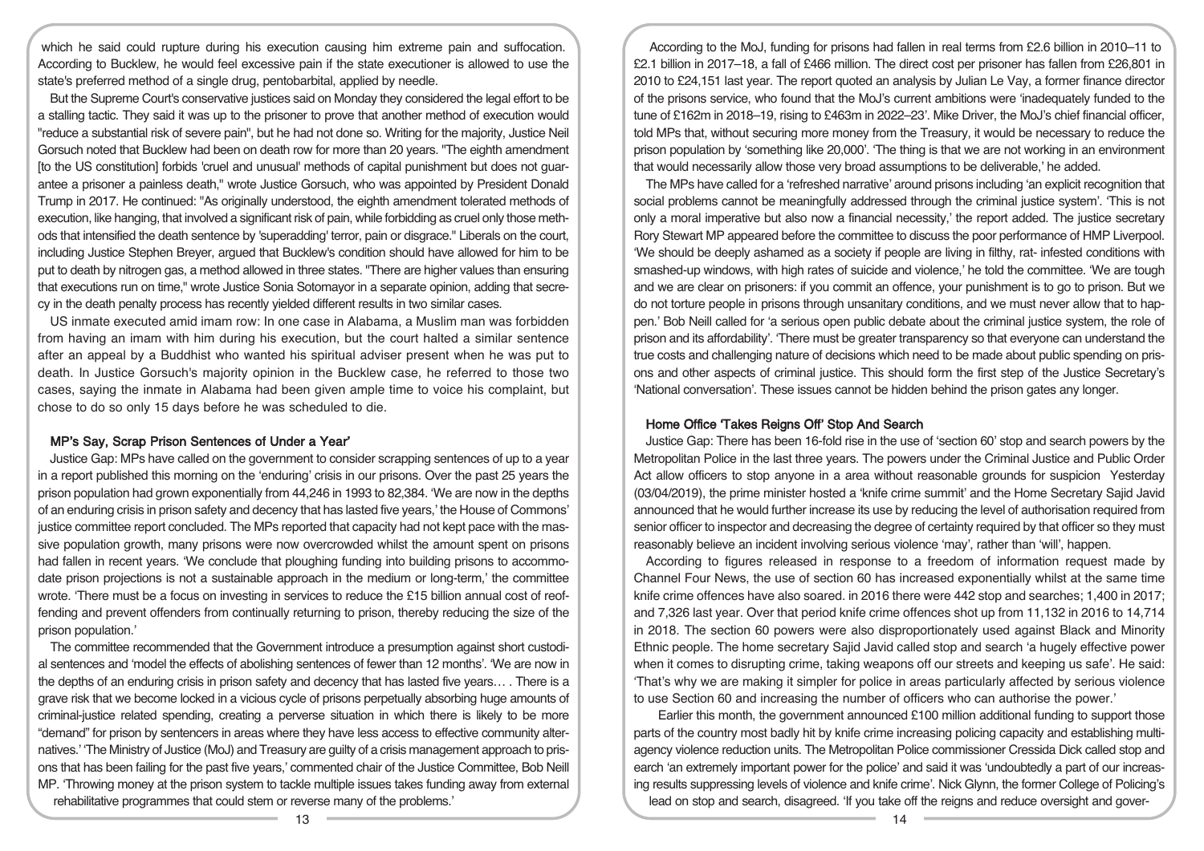which he said could rupture during his execution causing him extreme pain and suffocation. According to Bucklew, he would feel excessive pain if the state executioner is allowed to use the state's preferred method of a single drug, pentobarbital, applied by needle.

But the Supreme Court's conservative justices said on Monday they considered the legal effort to be a stalling tactic. They said it was up to the prisoner to prove that another method of execution would "reduce a substantial risk of severe pain", but he had not done so. Writing for the majority, Justice Neil Gorsuch noted that Bucklew had been on death row for more than 20 years. "The eighth amendment [to the US constitution] forbids 'cruel and unusual' methods of capital punishment but does not guarantee a prisoner a painless death," wrote Justice Gorsuch, who was appointed by President Donald Trump in 2017. He continued: "As originally understood, the eighth amendment tolerated methods of execution, like hanging, that involved a significant risk of pain, while forbidding as cruel only those methods that intensified the death sentence by 'superadding' terror, pain or disgrace." Liberals on the court, including Justice Stephen Breyer, argued that Bucklew's condition should have allowed for him to be put to death by nitrogen gas, a method allowed in three states. "There are higher values than ensuring that executions run on time," wrote Justice Sonia Sotomayor in a separate opinion, adding that secrecy in the death penalty process has recently yielded different results in two similar cases.

US inmate executed amid imam row: In one case in Alabama, a Muslim man was forbidden from having an imam with him during his execution, but the court halted a similar sentence after an appeal by a Buddhist who wanted his spiritual adviser present when he was put to death. In Justice Gorsuch's majority opinion in the Bucklew case, he referred to those two cases, saying the inmate in Alabama had been given ample time to voice his complaint, but chose to do so only 15 days before he was scheduled to die.

### MP's Say, Scrap Prison Sentences of Under a Year'

Justice Gap: MPs have called on the government to consider scrapping sentences of up to a year in a report published this morning on the 'enduring' crisis in our prisons. Over the past 25 years the prison population had grown exponentially from 44,246 in 1993 to 82,384. 'We are now in the depths of an enduring crisis in prison safety and decency that has lasted five years,' the House of Commons' justice committee report concluded. The MPs reported that capacity had not kept pace with the massive population growth, many prisons were now overcrowded whilst the amount spent on prisons had fallen in recent years. 'We conclude that ploughing funding into building prisons to accommodate prison projections is not a sustainable approach in the medium or long-term,' the committee wrote. 'There must be a focus on investing in services to reduce the £15 billion annual cost of reoffending and prevent offenders from continually returning to prison, thereby reducing the size of the prison population.'

The committee recommended that the Government introduce a presumption against short custodial sentences and 'model the effects of abolishing sentences of fewer than 12 months'. 'We are now in the depths of an enduring crisis in prison safety and decency that has lasted five years… . There is a grave risk that we become locked in a vicious cycle of prisons perpetually absorbing huge amounts of criminal-justice related spending, creating a perverse situation in which there is likely to be more "demand" for prison by sentencers in areas where they have less access to effective community alternatives.' 'The Ministry of Justice (MoJ) and Treasury are guilty of a crisis management approach to prisons that has been failing for the past five years,' commented chair of the Justice Committee, Bob Neill MP. 'Throwing money at the prison system to tackle multiple issues takes funding away from external rehabilitative programmes that could stem or reverse many of the problems.'

According to the MoJ, funding for prisons had fallen in real terms from £2.6 billion in 2010–11 to £2.1 billion in 2017–18, a fall of £466 million. The direct cost per prisoner has fallen from £26,801 in 2010 to £24,151 last year. The report quoted an analysis by Julian Le Vay, a former finance director of the prisons service, who found that the MoJ's current ambitions were 'inadequately funded to the tune of £162m in 2018–19, rising to £463m in 2022–23'. Mike Driver, the MoJ's chief financial officer, told MPs that, without securing more money from the Treasury, it would be necessary to reduce the prison population by 'something like 20,000'. 'The thing is that we are not working in an environment that would necessarily allow those very broad assumptions to be deliverable,' he added.

The MPs have called for a 'refreshed narrative' around prisons including 'an explicit recognition that social problems cannot be meaningfully addressed through the criminal justice system'. 'This is not only a moral imperative but also now a financial necessity,' the report added. The justice secretary Rory Stewart MP appeared before the committee to discuss the poor performance of HMP Liverpool. 'We should be deeply ashamed as a society if people are living in filthy, rat- infested conditions with smashed-up windows, with high rates of suicide and violence,' he told the committee. 'We are tough and we are clear on prisoners: if you commit an offence, your punishment is to go to prison. But we do not torture people in prisons through unsanitary conditions, and we must never allow that to happen.' Bob Neill called for 'a serious open public debate about the criminal justice system, the role of prison and its affordability'. 'There must be greater transparency so that everyone can understand the true costs and challenging nature of decisions which need to be made about public spending on prisons and other aspects of criminal justice. This should form the first step of the Justice Secretary's 'National conversation'. These issues cannot be hidden behind the prison gates any longer.

### Home Office 'Takes Reigns Off' Stop And Search

Justice Gap: There has been 16-fold rise in the use of 'section 60' stop and search powers by the Metropolitan Police in the last three years. The powers under the Criminal Justice and Public Order Act allow officers to stop anyone in a area without reasonable grounds for suspicion Yesterday (03/04/2019), the prime minister hosted a 'knife crime summit' and the Home Secretary Sajid Javid announced that he would further increase its use by reducing the level of authorisation required from senior officer to inspector and decreasing the degree of certainty required by that officer so they must reasonably believe an incident involving serious violence 'may', rather than 'will', happen.

According to figures released in response to a freedom of information request made by Channel Four News, the use of section 60 has increased exponentially whilst at the same time knife crime offences have also soared. in 2016 there were 442 stop and searches; 1,400 in 2017; and 7,326 last year. Over that period knife crime offences shot up from 11,132 in 2016 to 14,714 in 2018. The section 60 powers were also disproportionately used against Black and Minority Ethnic people. The home secretary Sajid Javid called stop and search 'a hugely effective power when it comes to disrupting crime, taking weapons off our streets and keeping us safe'. He said: 'That's why we are making it simpler for police in areas particularly affected by serious violence to use Section 60 and increasing the number of officers who can authorise the power.'

Earlier this month, the government announced £100 million additional funding to support those parts of the country most badly hit by knife crime increasing policing capacity and establishing multi-agency violence reduction units. The Metropolitan Police commissioner Cressida Dick called stop and search 'an extremely important power for the police' and said it was 'undoubtedly a part of our increasing results suppressing levels of violence and knife crime'. Nick Glynn, the former College of Policing's lead on stop and search, disagreed. 'If you take off the reigns and reduce oversight and gover-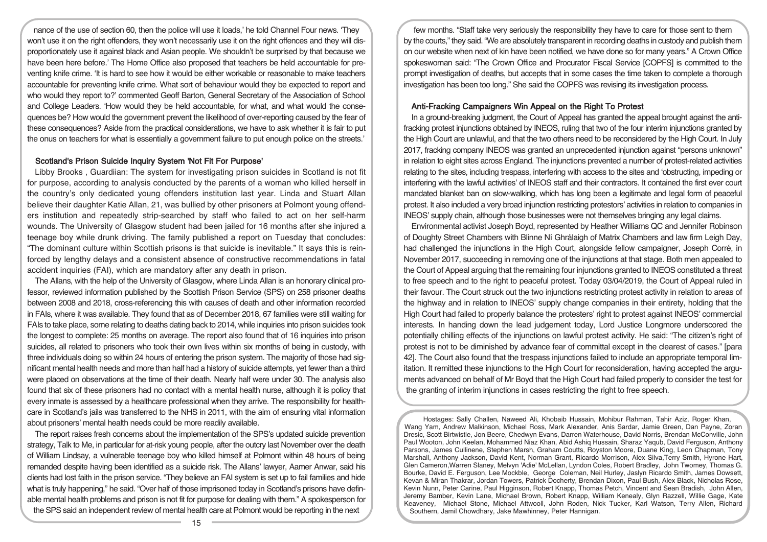nance of the use of section 60, then the police will use it loads,' he told Channel Four news. 'They won't use it on the right offenders, they won't necessarily use it on the right offences and they will disproportionately use it against black and Asian people. We shouldn't be surprised by that because we have been here before.' The Home Office also proposed that teachers be held accountable for preventing knife crime. 'It is hard to see how it would be either workable or reasonable to make teachers accountable for preventing knife crime. What sort of behaviour would they be expected to report and who would they report to?' commented Geoff Barton, General Secretary of the Association of School and College Leaders. 'How would they be held accountable, for what, and what would the consequences be? How would the government prevent the likelihood of over-reporting caused by the fear of these consequences? Aside from the practical considerations, we have to ask whether it is fair to put the onus on teachers for what is essentially a government failure to put enough police on the streets.'

### Scotland's Prison Suicide Inquiry System 'Not Fit For Purpose'

Libby Brooks , Guardiian: The system for investigating prison suicides in Scotland is not fit for purpose, according to analysis conducted by the parents of a woman who killed herself in the country's only dedicated young offenders institution last year. Linda and Stuart Allan believe their daughter Katie Allan, 21, was bullied by other prisoners at Polmont young offenders institution and repeatedly strip-searched by staff who failed to act on her self-harm wounds. The University of Glasgow student had been jailed for 16 months after she injured a teenage boy while drunk driving. The family published a report on Tuesday that concludes: "The dominant culture within Scottish prisons is that suicide is inevitable." It says this is reinforced by lengthy delays and a consistent absence of constructive recommendations in fatal accident inquiries (FAI), which are mandatory after any death in prison.

The Allans, with the help of the University of Glasgow, where Linda Allan is an honorary clinical professor, reviewed information published by the Scottish Prison Service (SPS) on 258 prisoner deaths between 2008 and 2018, cross-referencing this with causes of death and other information recorded in FAIs, where it was available. They found that as of December 2018, 67 families were still waiting for FAIs to take place, some relating to deaths dating back to 2014, while inquiries into prison suicides took the longest to complete: 25 months on average. The report also found that of 16 inquiries into prison suicides, all related to prisoners who took their own lives within six months of being in custody, with three individuals doing so within 24 hours of entering the prison system. The majority of those had significant mental health needs and more than half had a history of suicide attempts, yet fewer than a third were placed on observations at the time of their death. Nearly half were under 30. The analysis also found that six of these prisoners had no contact with a mental health nurse, although it is policy that every inmate is assessed by a healthcare professional when they arrive. The responsibility for healthcare in Scotland's jails was transferred to the NHS in 2011, with the aim of ensuring vital information about prisoners' mental health needs could be more readily available.

The report raises fresh concerns about the implementation of the SPS's updated suicide prevention strategy, Talk to Me, in particular for at-risk young people, after the outcry last November over the death of William Lindsay, a vulnerable teenage boy who killed himself at Polmont within 48 hours of being remanded despite having been identified as a suicide risk. The Allans' lawyer, Aamer Anwar, said his clients had lost faith in the prison service. "They believe an FAI system is set up to fail families and hide what is truly happening," he said. "Over half of those imprisoned today in Scotland's prisons have definable mental health problems and prison is not fit for purpose for dealing with them." A spokesperson for the SPS said an independent review of mental health care at Polmont would be reporting in the next few months. "Staff take very seriously the responsibility they have to care for those sent to them by the courts," they said. "We are absolutely transparent in recording deaths in custody and publish them on our website when next of kin have been notified, we have done so for many years." A Crown Office spokeswoman said: "The Crown Office and Procurator Fiscal Service [COPFS] is committed to the prompt investigation of deaths, but accepts that in some cases the time taken to complete a thorough investigation has been too long." She said the COPFS was revising its investigation process.

### Anti-Fracking Campaigners Win Appeal on the Right To Protest

In a ground-breaking judgment, the Court of Appeal has granted the appeal brought against the anti-fracking protest injunctions obtained by INEOS, ruling that two of the four interim injunctions granted by the High Court are unlawful, and that the two others need to be reconsidered by the High Court. In July 2017, fracking company INEOS was granted an unprecedented injunction against "persons unknown" in relation to eight sites across England. The injunctions prevented a number of protest-related activities relating to the sites, including trespass, interfering with access to the sites and 'obstructing, impeding or interfering with the lawful activities' of INEOS staff and their contractors. It contained the first ever court mandated blanket ban on slow-walking, which has long been a legitimate and legal form of peaceful protest. It also included a very broad injunction restricting protestors' activities in relation to companies in INEOS' supply chain, although those businesses were not themselves bringing any legal claims.

Environmental activist Joseph Boyd, represented by Heather Williams QC and Jennifer Robinson of Doughty Street Chambers with Blinne Ní Ghrálaigh of Matrix Chambers and law firm Leigh Day, had challenged the injunctions in the High Court, alongside fellow campaigner, Joseph Corré, in November 2017, succeeding in removing one of the injunctions at that stage. Both men appealed to the Court of Appeal arguing that the remaining four injunctions granted to INEOS constituted a threat to free speech and to the right to peaceful protest. Today 03/04/2019, the Court of Appeal ruled in their favour. The Court struck out the two injunctions restricting protest activity in relation to areas of the highway and in relation to INEOS' supply change companies in their entirety, holding that the High Court had failed to properly balance the protesters' right to protest against INEOS' commercial interests. In handing down the lead judgement today, Lord Justice Longmore underscored the potentially chilling effects of the injunctions on lawful protest activity. He said: "The citizen's right of protest is not to be diminished by advance fear of committal except in the clearest of cases." [para 42]. The Court also found that the trespass injunctions failed to include an appropriate temporal limitation. It remitted these injunctions to the High Court for reconsideration, having accepted the arguments advanced on behalf of Mr Boyd that the High Court had failed properly to consider the test for the granting of interim injunctions in cases restricting the right to free speech.

Hostages: Sally Challen, Naweed Ali, Khobaib Hussain, Mohibur Rahman, Tahir Aziz, Roger Khan, Wang Yam, Andrew Malkinson, Michael Ross, Mark Alexander, Anis Sardar, Jamie Green, Dan Payne, Zoran Dresic, Scott Birtwistle, Jon Beere, Chedwyn Evans, Darren Waterhouse, David Norris, Brendan McConville, John Paul Wooton, John Keelan, Mohammed Niaz Khan, Abid Ashiq Hussain, Sharaz Yaqub, David Ferguson, Anthony Parsons, James Cullinene, Stephen Marsh, Graham Coutts, Royston Moore, Duane King, Leon Chapman, Tony Marshall, Anthony Jackson, David Kent, Norman Grant, Ricardo Morrison, Alex Silva,Terry Smith, Hyrone Hart, Glen Cameron,Warren Slaney, Melvyn 'Adie' McLellan, Lyndon Coles, Robert Bradley, John Twomey, Thomas G. Bourke, David E. Ferguson, Lee Mockble, George Coleman, Neil Hurley, Jaslyn Ricardo Smith, James Dowsett, Kevan & Miran Thakrar, Jordan Towers, Patrick Docherty, Brendan Dixon, Paul Bush, Alex Black, Nicholas Rose, Kevin Nunn, Peter Carine, Paul Higginson, Robert Knapp, Thomas Petch, Vincent and Sean Bradish, John Allen, Jeremy Bamber, Kevin Lane, Michael Brown, Robert Knapp, William Kenealy, Glyn Razzell, Willie Gage, Kate Keaveney, Michael Stone, Michael Attwooll, John Roden, Nick Tucker, Karl Watson, Terry Allen, Richard Southern, Jamil Chowdhary, Jake Mawhinney, Peter Hannigan.